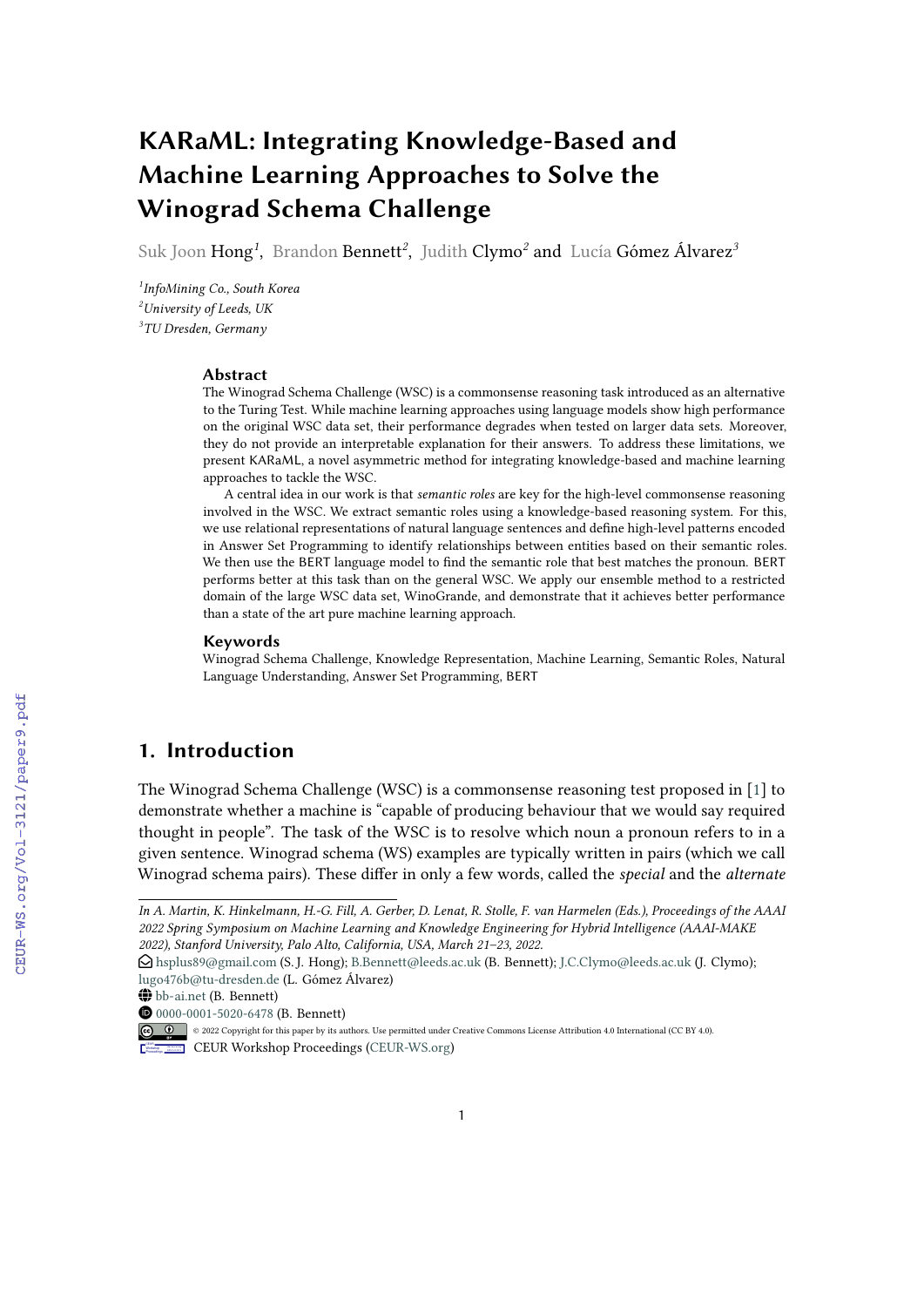# KARaML: Integrating Knowledge-Based and Machine Learning Approaches to Solve the Winograd Schema Challenge

Suk Joon Hong[1], Brandon Bennett[2], Judith Clymo[2] and Lucía Gómez Álvarez[3]

[1]InfoMining Co., South Korea
[2]University of Leeds, UK
[3]TU Dresden, Germany

## Abstract

The Winograd Schema Challenge (WSC) is a commonsense reasoning task introduced as an alternative to the Turing Test. While machine learning approaches using language models show high performance on the original WSC data set, their performance degrades when tested on larger data sets. Moreover, they do not provide an interpretable explanation for their answers. To address these limitations, we present KARaML, a novel asymmetric method for integrating knowledge-based and machine learning approaches to tackle the WSC.

A central idea in our work is that *semantic roles* are key for the high-level commonsense reasoning involved in the WSC. We extract semantic roles using a knowledge-based reasoning system. For this, we use relational representations of natural language sentences and define high-level patterns encoded in Answer Set Programming to identify relationships between entities based on their semantic roles. We then use the BERT language model to find the semantic role that best matches the pronoun. BERT performs better at this task than on the general WSC. We apply our ensemble method to a restricted domain of the large WSC data set, WinoGrande, and demonstrate that it achieves better performance than a state of the art pure machine learning approach.

## Keywords

Winograd Schema Challenge, Knowledge Representation, Machine Learning, Semantic Roles, Natural Language Understanding, Answer Set Programming, BERT

## 1. Introduction

The Winograd Schema Challenge (WSC) is a commonsense reasoning test proposed in [1] to demonstrate whether a machine is "capable of producing behaviour that we would say required thought in people". The task of the WSC is to resolve which noun a pronoun refers to in a given sentence. Winograd schema (WS) examples are typically written in pairs (which we call Winograd schema pairs). These differ in only a few words, called the *special* and the *alternate*

---

*In A. Martin, K. Hinkelmann, H.-G. Fill, A. Gerber, D. Lenat, R. Stolle, F. van Harmelen (Eds.), Proceedings of the AAAI 2022 Spring Symposium on Machine Learning and Knowledge Engineering for Hybrid Intelligence (AAAI-MAKE 2022), Stanford University, Palo Alto, California, USA, March 21–23, 2022.*

hsplus89@gmail.com (S. J. Hong); B.Bennett@leeds.ac.uk (B. Bennett); J.C.Clymo@leeds.ac.uk (J. Clymo); lugo476b@tu-dresden.de (L. Gómez Álvarez)

bb-ai.net (B. Bennett)

0000-0001-5020-6478 (B. Bennett)

© 2022 Copyright for this paper by its authors. Use permitted under Creative Commons License Attribution 4.0 International (CC BY 4.0).

CEUR Workshop Proceedings (CEUR-WS.org)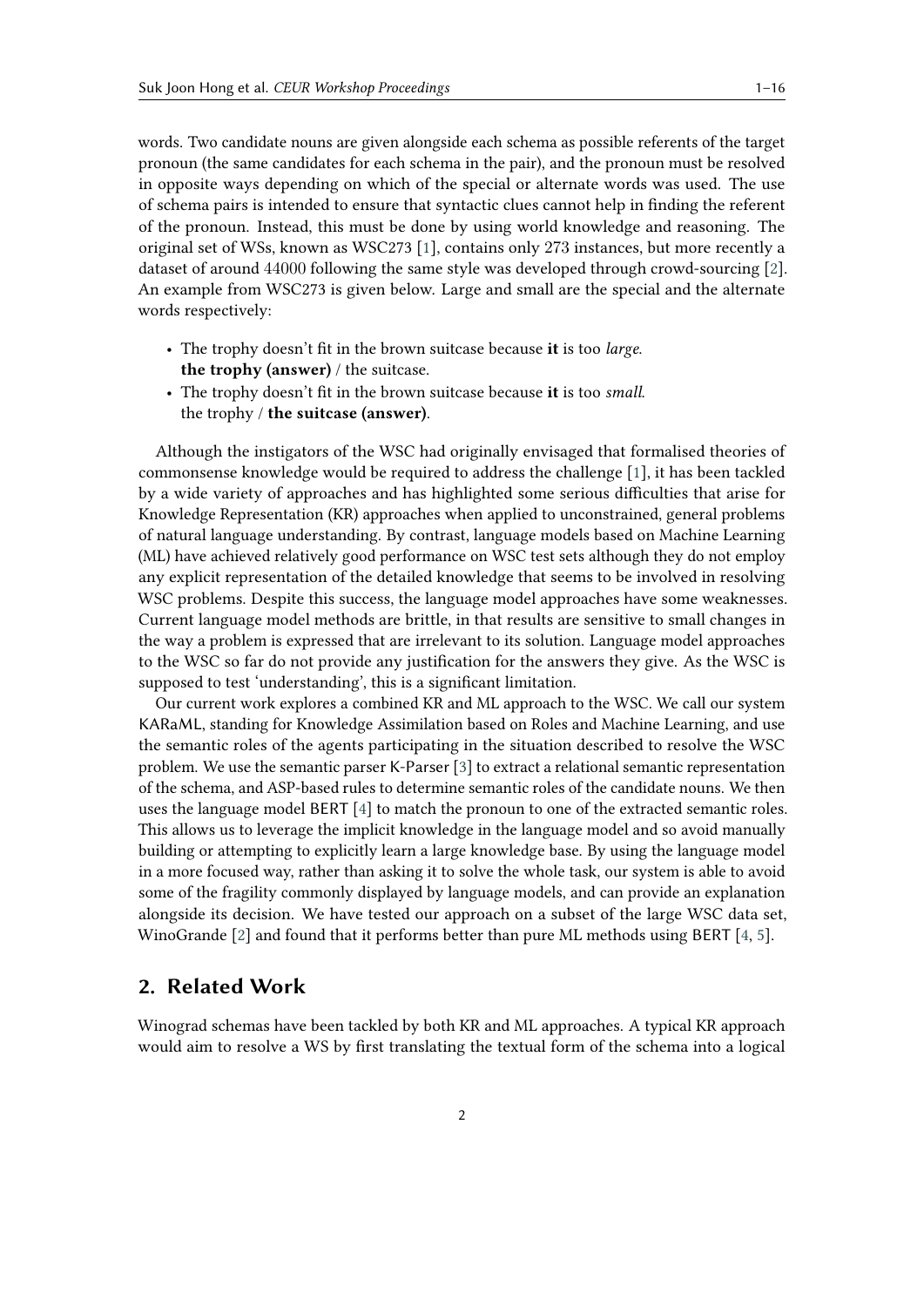words. Two candidate nouns are given alongside each schema as possible referents of the target pronoun (the same candidates for each schema in the pair), and the pronoun must be resolved in opposite ways depending on which of the special or alternate words was used. The use of schema pairs is intended to ensure that syntactic clues cannot help in finding the referent of the pronoun. Instead, this must be done by using world knowledge and reasoning. The original set of WSs, known as WSC273 [1], contains only 273 instances, but more recently a dataset of around 44000 following the same style was developed through crowd-sourcing [2]. An example from WSC273 is given below. Large and small are the special and the alternate words respectively:

- The trophy doesn't fit in the brown suitcase because **it** is too *large*.
  **the trophy (answer)** / the suitcase.
- The trophy doesn't fit in the brown suitcase because **it** is too *small*.
  the trophy / **the suitcase (answer)**.

Although the instigators of the WSC had originally envisaged that formalised theories of commonsense knowledge would be required to address the challenge [1], it has been tackled by a wide variety of approaches and has highlighted some serious difficulties that arise for Knowledge Representation (KR) approaches when applied to unconstrained, general problems of natural language understanding. By contrast, language models based on Machine Learning (ML) have achieved relatively good performance on WSC test sets although they do not employ any explicit representation of the detailed knowledge that seems to be involved in resolving WSC problems. Despite this success, the language model approaches have some weaknesses. Current language model methods are brittle, in that results are sensitive to small changes in the way a problem is expressed that are irrelevant to its solution. Language model approaches to the WSC so far do not provide any justification for the answers they give. As the WSC is supposed to test 'understanding', this is a significant limitation.

Our current work explores a combined KR and ML approach to the WSC. We call our system KARaML, standing for Knowledge Assimilation based on Roles and Machine Learning, and use the semantic roles of the agents participating in the situation described to resolve the WSC problem. We use the semantic parser K-Parser [3] to extract a relational semantic representation of the schema, and ASP-based rules to determine semantic roles of the candidate nouns. We then uses the language model BERT [4] to match the pronoun to one of the extracted semantic roles. This allows us to leverage the implicit knowledge in the language model and so avoid manually building or attempting to explicitly learn a large knowledge base. By using the language model in a more focused way, rather than asking it to solve the whole task, our system is able to avoid some of the fragility commonly displayed by language models, and can provide an explanation alongside its decision. We have tested our approach on a subset of the large WSC data set, WinoGrande [2] and found that it performs better than pure ML methods using BERT [4, 5].

## 2. Related Work

Winograd schemas have been tackled by both KR and ML approaches. A typical KR approach would aim to resolve a WS by first translating the textual form of the schema into a logical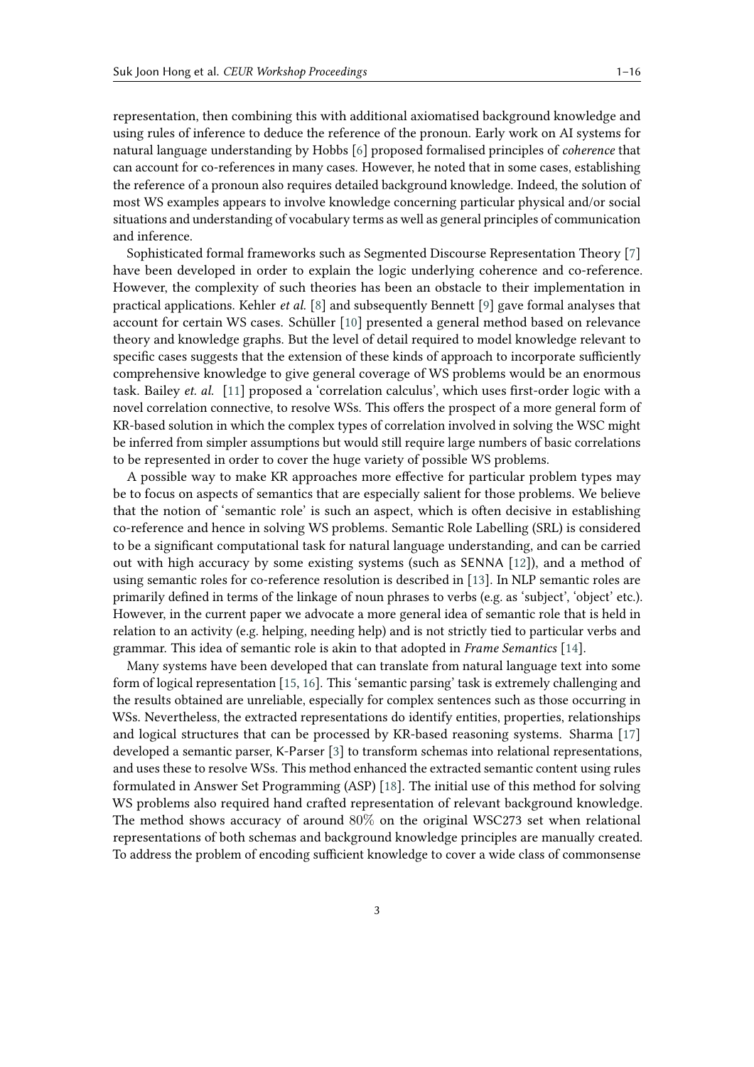representation, then combining this with additional axiomatised background knowledge and using rules of inference to deduce the reference of the pronoun. Early work on AI systems for natural language understanding by Hobbs [6] proposed formalised principles of *coherence* that can account for co-references in many cases. However, he noted that in some cases, establishing the reference of a pronoun also requires detailed background knowledge. Indeed, the solution of most WS examples appears to involve knowledge concerning particular physical and/or social situations and understanding of vocabulary terms as well as general principles of communication and inference.

Sophisticated formal frameworks such as Segmented Discourse Representation Theory [7] have been developed in order to explain the logic underlying coherence and co-reference. However, the complexity of such theories has been an obstacle to their implementation in practical applications. Kehler *et al.* [8] and subsequently Bennett [9] gave formal analyses that account for certain WS cases. Schüller [10] presented a general method based on relevance theory and knowledge graphs. But the level of detail required to model knowledge relevant to specific cases suggests that the extension of these kinds of approach to incorporate sufficiently comprehensive knowledge to give general coverage of WS problems would be an enormous task. Bailey *et. al.* [11] proposed a 'correlation calculus', which uses first-order logic with a novel correlation connective, to resolve WSs. This offers the prospect of a more general form of KR-based solution in which the complex types of correlation involved in solving the WSC might be inferred from simpler assumptions but would still require large numbers of basic correlations to be represented in order to cover the huge variety of possible WS problems.

A possible way to make KR approaches more effective for particular problem types may be to focus on aspects of semantics that are especially salient for those problems. We believe that the notion of 'semantic role' is such an aspect, which is often decisive in establishing co-reference and hence in solving WS problems. Semantic Role Labelling (SRL) is considered to be a significant computational task for natural language understanding, and can be carried out with high accuracy by some existing systems (such as SENNA [12]), and a method of using semantic roles for co-reference resolution is described in [13]. In NLP semantic roles are primarily defined in terms of the linkage of noun phrases to verbs (e.g. as 'subject', 'object' etc.). However, in the current paper we advocate a more general idea of semantic role that is held in relation to an activity (e.g. helping, needing help) and is not strictly tied to particular verbs and grammar. This idea of semantic role is akin to that adopted in *Frame Semantics* [14].

Many systems have been developed that can translate from natural language text into some form of logical representation [15, 16]. This 'semantic parsing' task is extremely challenging and the results obtained are unreliable, especially for complex sentences such as those occurring in WSs. Nevertheless, the extracted representations do identify entities, properties, relationships and logical structures that can be processed by KR-based reasoning systems. Sharma [17] developed a semantic parser, K-Parser [3] to transform schemas into relational representations, and uses these to resolve WSs. This method enhanced the extracted semantic content using rules formulated in Answer Set Programming (ASP) [18]. The initial use of this method for solving WS problems also required hand crafted representation of relevant background knowledge. The method shows accuracy of around 80% on the original WSC273 set when relational representations of both schemas and background knowledge principles are manually created. To address the problem of encoding sufficient knowledge to cover a wide class of commonsense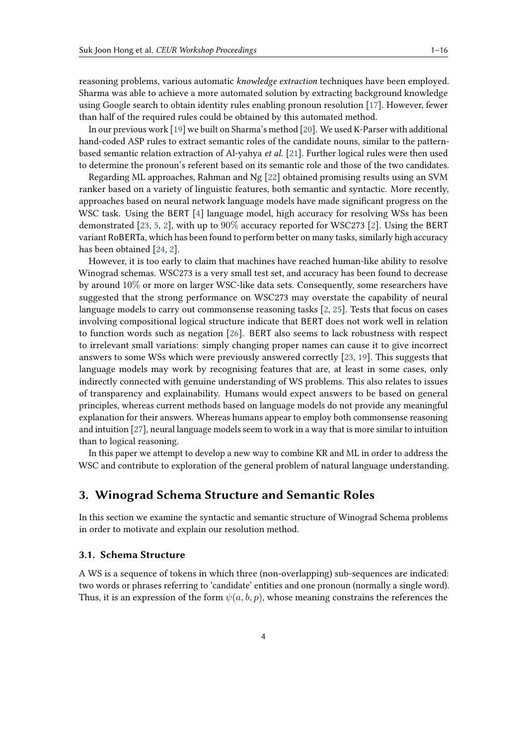reasoning problems, various automatic *knowledge extraction* techniques have been employed. Sharma was able to achieve a more automated solution by extracting background knowledge using Google search to obtain identity rules enabling pronoun resolution [17]. However, fewer than half of the required rules could be obtained by this automated method.

In our previous work [19] we built on Sharma's method [20]. We used K-Parser with additional hand-coded ASP rules to extract semantic roles of the candidate nouns, similar to the pattern-based semantic relation extraction of Al-yahya *et al.* [21]. Further logical rules were then used to determine the pronoun's referent based on its semantic role and those of the two candidates.

Regarding ML approaches, Rahman and Ng [22] obtained promising results using an SVM ranker based on a variety of linguistic features, both semantic and syntactic. More recently, approaches based on neural network language models have made significant progress on the WSC task. Using the BERT [4] language model, high accuracy for resolving WSs has been demonstrated [23, 5, 2], with up to $90\%$ accuracy reported for WSC273 [2]. Using the BERT variant RoBERTa, which has been found to perform better on many tasks, similarly high accuracy has been obtained [24, 2].

However, it is too early to claim that machines have reached human-like ability to resolve Winograd schemas. WSC273 is a very small test set, and accuracy has been found to decrease by around $10\%$ or more on larger WSC-like data sets. Consequently, some researchers have suggested that the strong performance on WSC273 may overstate the capability of neural language models to carry out commonsense reasoning tasks [2, 25]. Tests that focus on cases involving compositional logical structure indicate that BERT does not work well in relation to function words such as negation [26]. BERT also seems to lack robustness with respect to irrelevant small variations: simply changing proper names can cause it to give incorrect answers to some WSs which were previously answered correctly [23, 19]. This suggests that language models may work by recognising features that are, at least in some cases, only indirectly connected with genuine understanding of WS problems. This also relates to issues of transparency and explainability. Humans would expect answers to be based on general principles, whereas current methods based on language models do not provide any meaningful explanation for their answers. Whereas humans appear to employ both commonsense reasoning and intuition [27], neural language models seem to work in a way that is more similar to intuition than to logical reasoning.

In this paper we attempt to develop a new way to combine KR and ML in order to address the WSC and contribute to exploration of the general problem of natural language understanding.

## 3. Winograd Schema Structure and Semantic Roles

In this section we examine the syntactic and semantic structure of Winograd Schema problems in order to motivate and explain our resolution method.

### 3.1. Schema Structure

A WS is a sequence of tokens in which three (non-overlapping) sub-sequences are indicated: two words or phrases referring to 'candidate' entities and one pronoun (normally a single word). Thus, it is an expression of the form $\psi(a, b, p)$, whose meaning constrains the references the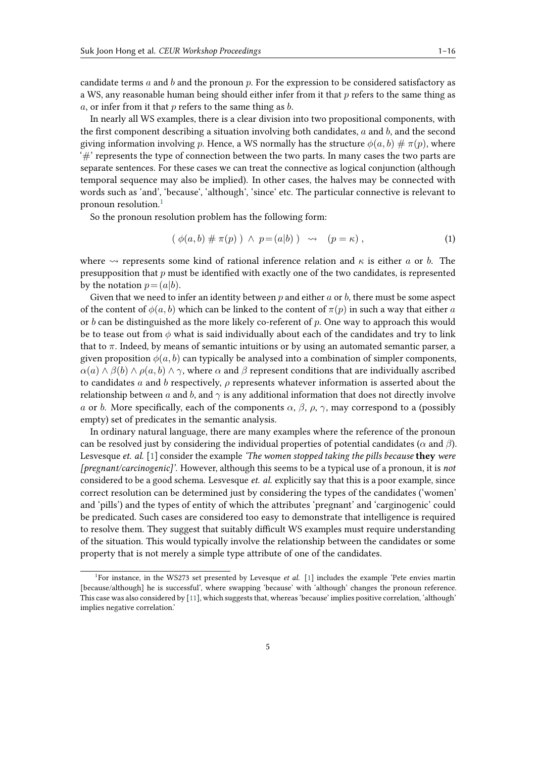candidate terms $a$ and $b$ and the pronoun $p$. For the expression to be considered satisfactory as a WS, any reasonable human being should either infer from it that $p$ refers to the same thing as $a$, or infer from it that $p$ refers to the same thing as $b$.

In nearly all WS examples, there is a clear division into two propositional components, with the first component describing a situation involving both candidates, $a$ and $b$, and the second giving information involving $p$. Hence, a WS normally has the structure $\phi(a, b) \# \pi(p)$, where '#' represents the type of connection between the two parts. In many cases the two parts are separate sentences. For these cases we can treat the connective as logical conjunction (although temporal sequence may also be implied). In other cases, the halves may be connected with words such as 'and', 'because', 'although', 'since' etc. The particular connective is relevant to pronoun resolution.[1]

So the pronoun resolution problem has the following form:

$$( \phi(a, b) \# \pi(p) ) \wedge p = (a|b) ) \rightsquigarrow (p = \kappa) , \tag{1}$$

where $\rightsquigarrow$ represents some kind of rational inference relation and $\kappa$ is either $a$ or $b$. The presupposition that $p$ must be identified with exactly one of the two candidates, is represented by the notation $p = (a|b)$.

Given that we need to infer an identity between $p$ and either $a$ or $b$, there must be some aspect of the content of $\phi(a, b)$ which can be linked to the content of $\pi(p)$ in such a way that either $a$ or $b$ can be distinguished as the more likely co-referent of $p$. One way to approach this would be to tease out from $\phi$ what is said individually about each of the candidates and try to link that to $\pi$. Indeed, by means of semantic intuitions or by using an automated semantic parser, a given proposition $\phi(a, b)$ can typically be analysed into a combination of simpler components, $\alpha(a) \wedge \beta(b) \wedge \rho(a, b) \wedge \gamma$, where $\alpha$ and $\beta$ represent conditions that are individually ascribed to candidates $a$ and $b$ respectively, $\rho$ represents whatever information is asserted about the relationship between $a$ and $b$, and $\gamma$ is any additional information that does not directly involve $a$ or $b$. More specifically, each of the components $\alpha$, $\beta$, $\rho$, $\gamma$, may correspond to a (possibly empty) set of predicates in the semantic analysis.

In ordinary natural language, there are many examples where the reference of the pronoun can be resolved just by considering the individual properties of potential candidates ($\alpha$ and $\beta$). Lesvesque *et. al.* [1] consider the example *'The women stopped taking the pills because* ***they*** *were [pregnant/carcinogenic]'*. However, although this seems to be a typical use of a pronoun, it is *not* considered to be a good schema. Lesvesque *et. al.* explicitly say that this is a poor example, since correct resolution can be determined just by considering the types of the candidates ('women' and 'pills') and the types of entity of which the attributes 'pregnant' and 'carginogenic' could be predicated. Such cases are considered too easy to demonstrate that intelligence is required to resolve them. They suggest that suitably difficult WS examples must require understanding of the situation. This would typically involve the relationship between the candidates or some property that is not merely a simple type attribute of one of the candidates.

[1] For instance, in the WS273 set presented by Levesque *et al.* [1] includes the example 'Pete envies martin [because/although] he is successful', where swapping 'because' with 'although' changes the pronoun reference. This case was also considered by [11], which suggests that, whereas 'because' implies positive correlation, 'although' implies negative correlation.'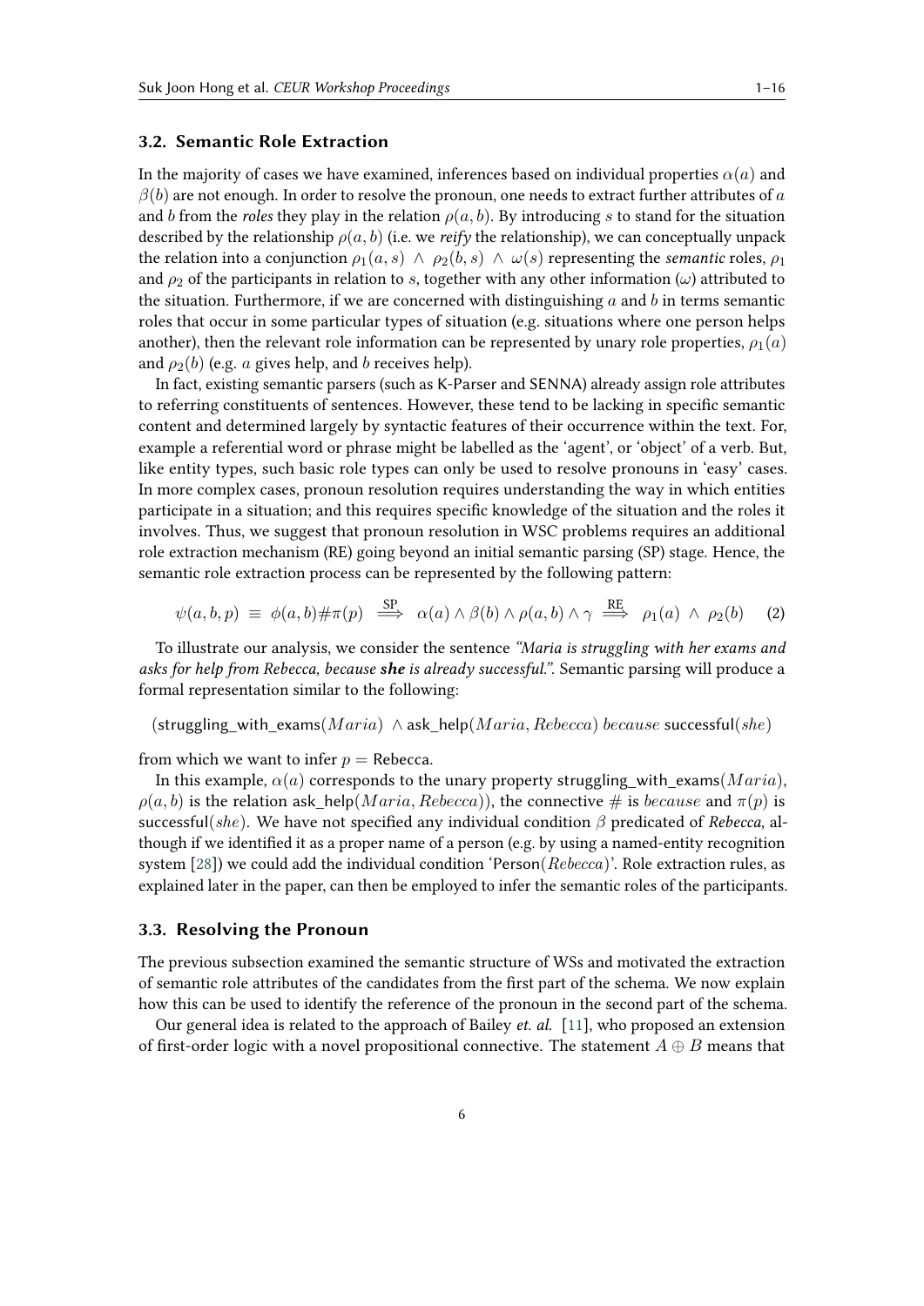### 3.2. Semantic Role Extraction

In the majority of cases we have examined, inferences based on individual properties $\alpha(a)$ and $\beta(b)$ are not enough. In order to resolve the pronoun, one needs to extract further attributes of $a$ and $b$ from the *roles* they play in the relation $\rho(a, b)$. By introducing $s$ to stand for the situation described by the relationship $\rho(a, b)$ (i.e. we *reify* the relationship), we can conceptually unpack the relation into a conjunction $\rho_1(a, s) \wedge \rho_2(b, s) \wedge \omega(s)$ representing the *semantic* roles, $\rho_1$ and $\rho_2$ of the participants in relation to $s$, together with any other information ($\omega$) attributed to the situation. Furthermore, if we are concerned with distinguishing $a$ and $b$ in terms semantic roles that occur in some particular types of situation (e.g. situations where one person helps another), then the relevant role information can be represented by unary role properties, $\rho_1(a)$ and $\rho_2(b)$ (e.g. $a$ gives help, and $b$ receives help).

In fact, existing semantic parsers (such as K-Parser and SENNA) already assign role attributes to referring constituents of sentences. However, these tend to be lacking in specific semantic content and determined largely by syntactic features of their occurrence within the text. For, example a referential word or phrase might be labelled as the 'agent', or 'object' of a verb. But, like entity types, such basic role types can only be used to resolve pronouns in 'easy' cases. In more complex cases, pronoun resolution requires understanding the way in which entities participate in a situation; and this requires specific knowledge of the situation and the roles it involves. Thus, we suggest that pronoun resolution in WSC problems requires an additional role extraction mechanism (RE) going beyond an initial semantic parsing (SP) stage. Hence, the semantic role extraction process can be represented by the following pattern:

$$\psi(a, b, p) \;\equiv\; \phi(a, b) \# \pi(p) \;\overset{\text{SP}}{\Longrightarrow}\; \alpha(a) \wedge \beta(b) \wedge \rho(a, b) \wedge \gamma \;\overset{\text{RE}}{\Longrightarrow}\; \rho_1(a) \;\wedge\; \rho_2(b) \qquad (2)$$

To illustrate our analysis, we consider the sentence *"Maria is struggling with her exams and asks for help from Rebecca, because **she** is already successful."*. Semantic parsing will produce a formal representation similar to the following:

$$(\text{struggling\_with\_exams}(Maria) \;\wedge \text{ask\_help}(Maria, Rebecca) \; because \; \text{successful}(she)$$

from which we want to infer $p =$ Rebecca.

In this example, $\alpha(a)$ corresponds to the unary property struggling_with_exams($Maria$), $\rho(a, b)$ is the relation ask_help($Maria, Rebecca$)), the connective $\#$ is $because$ and $\pi(p)$ is successful($she$). We have not specified any individual condition $\beta$ predicated of *Rebecca*, although if we identified it as a proper name of a person (e.g. by using a named-entity recognition system [28]) we could add the individual condition 'Person($Rebecca$)'. Role extraction rules, as explained later in the paper, can then be employed to infer the semantic roles of the participants.

### 3.3. Resolving the Pronoun

The previous subsection examined the semantic structure of WSs and motivated the extraction of semantic role attributes of the candidates from the first part of the schema. We now explain how this can be used to identify the reference of the pronoun in the second part of the schema.

Our general idea is related to the approach of Bailey *et. al.* [11], who proposed an extension of first-order logic with a novel propositional connective. The statement $A \oplus B$ means that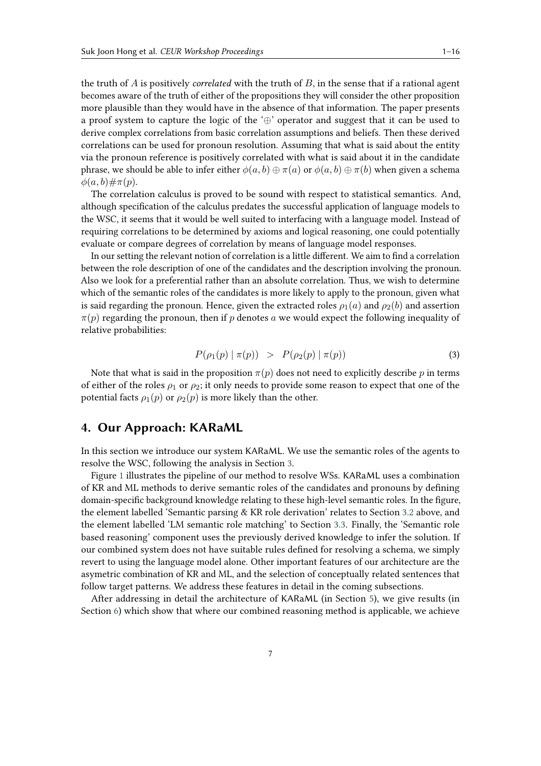the truth of $A$ is positively *correlated* with the truth of $B$, in the sense that if a rational agent becomes aware of the truth of either of the propositions they will consider the other proposition more plausible than they would have in the absence of that information. The paper presents a proof system to capture the logic of the '$\oplus$' operator and suggest that it can be used to derive complex correlations from basic correlation assumptions and beliefs. Then these derived correlations can be used for pronoun resolution. Assuming that what is said about the entity via the pronoun reference is positively correlated with what is said about it in the candidate phrase, we should be able to infer either $\phi(a, b) \oplus \pi(a)$ or $\phi(a, b) \oplus \pi(b)$ when given a schema $\phi(a, b) \# \pi(p)$.

The correlation calculus is proved to be sound with respect to statistical semantics. And, although specification of the calculus predates the successful application of language models to the WSC, it seems that it would be well suited to interfacing with a language model. Instead of requiring correlations to be determined by axioms and logical reasoning, one could potentially evaluate or compare degrees of correlation by means of language model responses.

In our setting the relevant notion of correlation is a little different. We aim to find a correlation between the role description of one of the candidates and the description involving the pronoun. Also we look for a preferential rather than an absolute correlation. Thus, we wish to determine which of the semantic roles of the candidates is more likely to apply to the pronoun, given what is said regarding the pronoun. Hence, given the extracted roles $\rho_1(a)$ and $\rho_2(b)$ and assertion $\pi(p)$ regarding the pronoun, then if $p$ denotes $a$ we would expect the following inequality of relative probabilities:

$$P(\rho_1(p) \mid \pi(p)) \quad > \quad P(\rho_2(p) \mid \pi(p)) \tag{3}$$

Note that what is said in the proposition $\pi(p)$ does not need to explicitly describe $p$ in terms of either of the roles $\rho_1$ or $\rho_2$; it only needs to provide some reason to expect that one of the potential facts $\rho_1(p)$ or $\rho_2(p)$ is more likely than the other.

## 4. Our Approach: KARaML

In this section we introduce our system KARaML. We use the semantic roles of the agents to resolve the WSC, following the analysis in Section 3.

Figure 1 illustrates the pipeline of our method to resolve WSs. KARaML uses a combination of KR and ML methods to derive semantic roles of the candidates and pronouns by defining domain-specific background knowledge relating to these high-level semantic roles. In the figure, the element labelled 'Semantic parsing & KR role derivation' relates to Section 3.2 above, and the element labelled 'LM semantic role matching' to Section 3.3. Finally, the 'Semantic role based reasoning' component uses the previously derived knowledge to infer the solution. If our combined system does not have suitable rules defined for resolving a schema, we simply revert to using the language model alone. Other important features of our architecture are the asymetric combination of KR and ML, and the selection of conceptually related sentences that follow target patterns. We address these features in detail in the coming subsections.

After addressing in detail the architecture of KARaML (in Section 5), we give results (in Section 6) which show that where our combined reasoning method is applicable, we achieve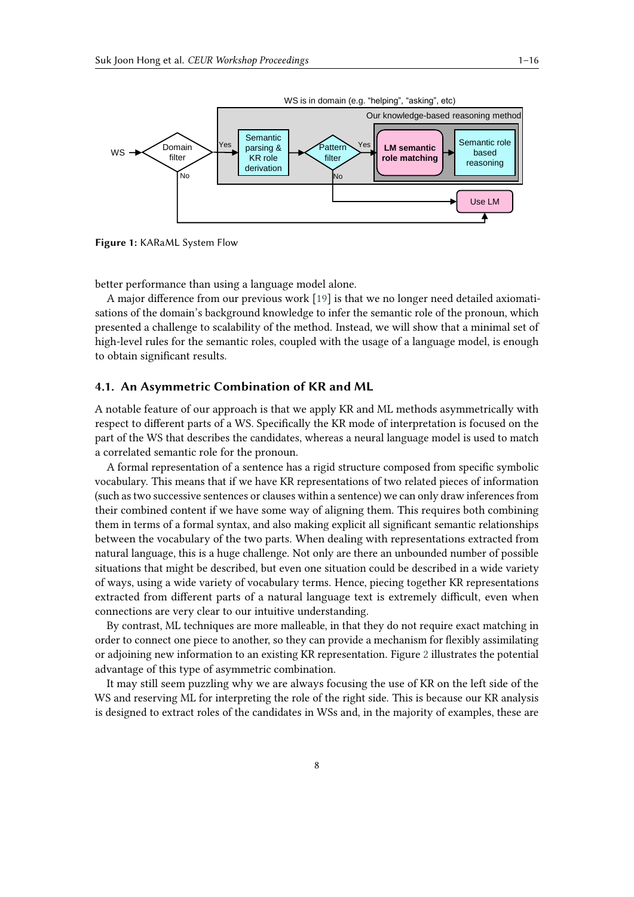**Figure 1:** KARaML System Flow

better performance than using a language model alone.

A major difference from our previous work [19] is that we no longer need detailed axiomatisations of the domain's background knowledge to infer the semantic role of the pronoun, which presented a challenge to scalability of the method. Instead, we will show that a minimal set of high-level rules for the semantic roles, coupled with the usage of a language model, is enough to obtain significant results.

### 4.1. An Asymmetric Combination of KR and ML

A notable feature of our approach is that we apply KR and ML methods asymmetrically with respect to different parts of a WS. Specifically the KR mode of interpretation is focused on the part of the WS that describes the candidates, whereas a neural language model is used to match a correlated semantic role for the pronoun.

A formal representation of a sentence has a rigid structure composed from specific symbolic vocabulary. This means that if we have KR representations of two related pieces of information (such as two successive sentences or clauses within a sentence) we can only draw inferences from their combined content if we have some way of aligning them. This requires both combining them in terms of a formal syntax, and also making explicit all significant semantic relationships between the vocabulary of the two parts. When dealing with representations extracted from natural language, this is a huge challenge. Not only are there an unbounded number of possible situations that might be described, but even one situation could be described in a wide variety of ways, using a wide variety of vocabulary terms. Hence, piecing together KR representations extracted from different parts of a natural language text is extremely difficult, even when connections are very clear to our intuitive understanding.

By contrast, ML techniques are more malleable, in that they do not require exact matching in order to connect one piece to another, so they can provide a mechanism for flexibly assimilating or adjoining new information to an existing KR representation. Figure 2 illustrates the potential advantage of this type of asymmetric combination.

It may still seem puzzling why we are always focusing the use of KR on the left side of the WS and reserving ML for interpreting the role of the right side. This is because our KR analysis is designed to extract roles of the candidates in WSs and, in the majority of examples, these are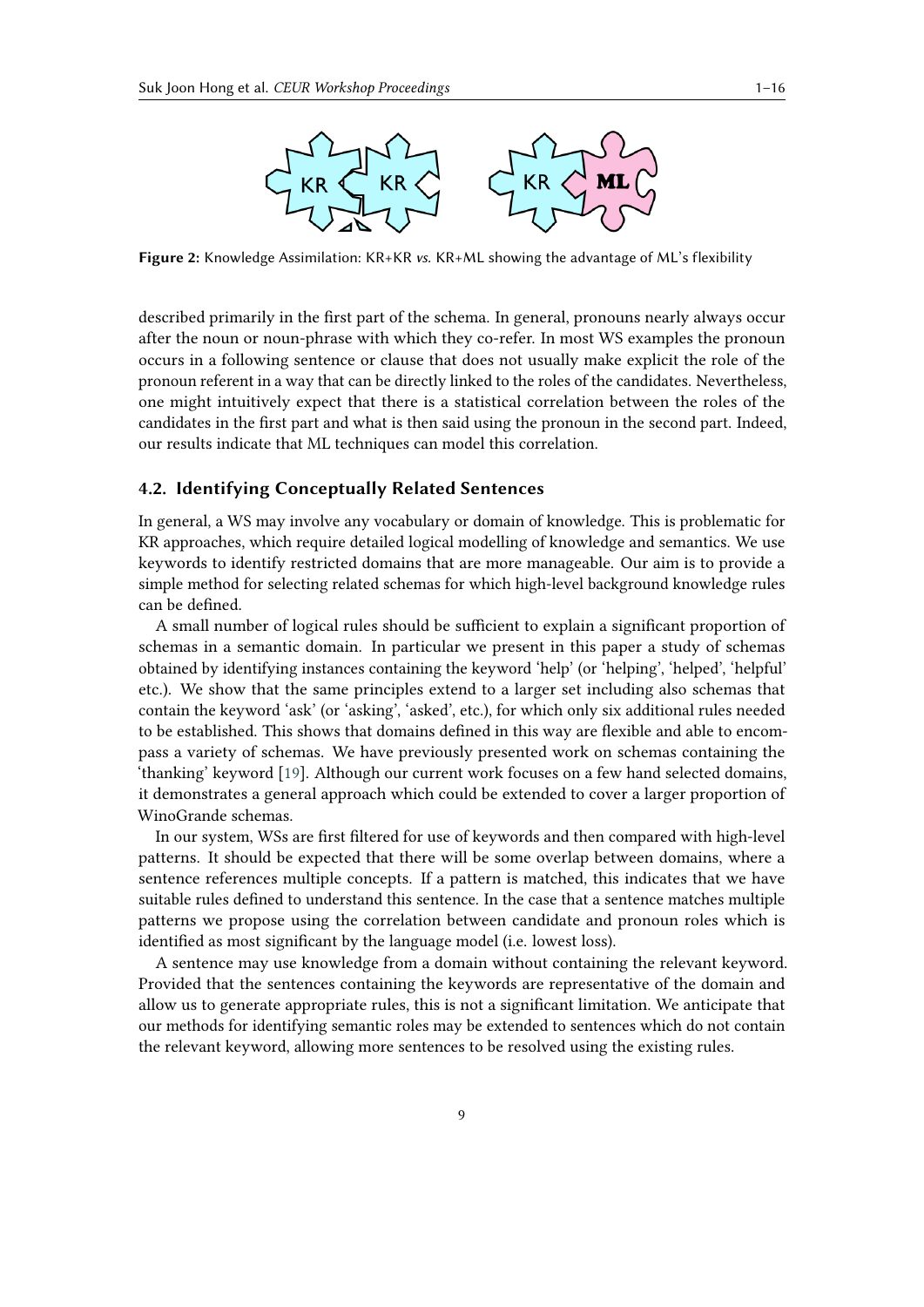**Figure 2:** Knowledge Assimilation: KR+KR *vs.* KR+ML showing the advantage of ML's flexibility

described primarily in the first part of the schema. In general, pronouns nearly always occur after the noun or noun-phrase with which they co-refer. In most WS examples the pronoun occurs in a following sentence or clause that does not usually make explicit the role of the pronoun referent in a way that can be directly linked to the roles of the candidates. Nevertheless, one might intuitively expect that there is a statistical correlation between the roles of the candidates in the first part and what is then said using the pronoun in the second part. Indeed, our results indicate that ML techniques can model this correlation.

### 4.2. Identifying Conceptually Related Sentences

In general, a WS may involve any vocabulary or domain of knowledge. This is problematic for KR approaches, which require detailed logical modelling of knowledge and semantics. We use keywords to identify restricted domains that are more manageable. Our aim is to provide a simple method for selecting related schemas for which high-level background knowledge rules can be defined.

A small number of logical rules should be sufficient to explain a significant proportion of schemas in a semantic domain. In particular we present in this paper a study of schemas obtained by identifying instances containing the keyword 'help' (or 'helping', 'helped', 'helpful' etc.). We show that the same principles extend to a larger set including also schemas that contain the keyword 'ask' (or 'asking', 'asked', etc.), for which only six additional rules needed to be established. This shows that domains defined in this way are flexible and able to encompass a variety of schemas. We have previously presented work on schemas containing the 'thanking' keyword [19]. Although our current work focuses on a few hand selected domains, it demonstrates a general approach which could be extended to cover a larger proportion of WinoGrande schemas.

In our system, WSs are first filtered for use of keywords and then compared with high-level patterns. It should be expected that there will be some overlap between domains, where a sentence references multiple concepts. If a pattern is matched, this indicates that we have suitable rules defined to understand this sentence. In the case that a sentence matches multiple patterns we propose using the correlation between candidate and pronoun roles which is identified as most significant by the language model (i.e. lowest loss).

A sentence may use knowledge from a domain without containing the relevant keyword. Provided that the sentences containing the keywords are representative of the domain and allow us to generate appropriate rules, this is not a significant limitation. We anticipate that our methods for identifying semantic roles may be extended to sentences which do not contain the relevant keyword, allowing more sentences to be resolved using the existing rules.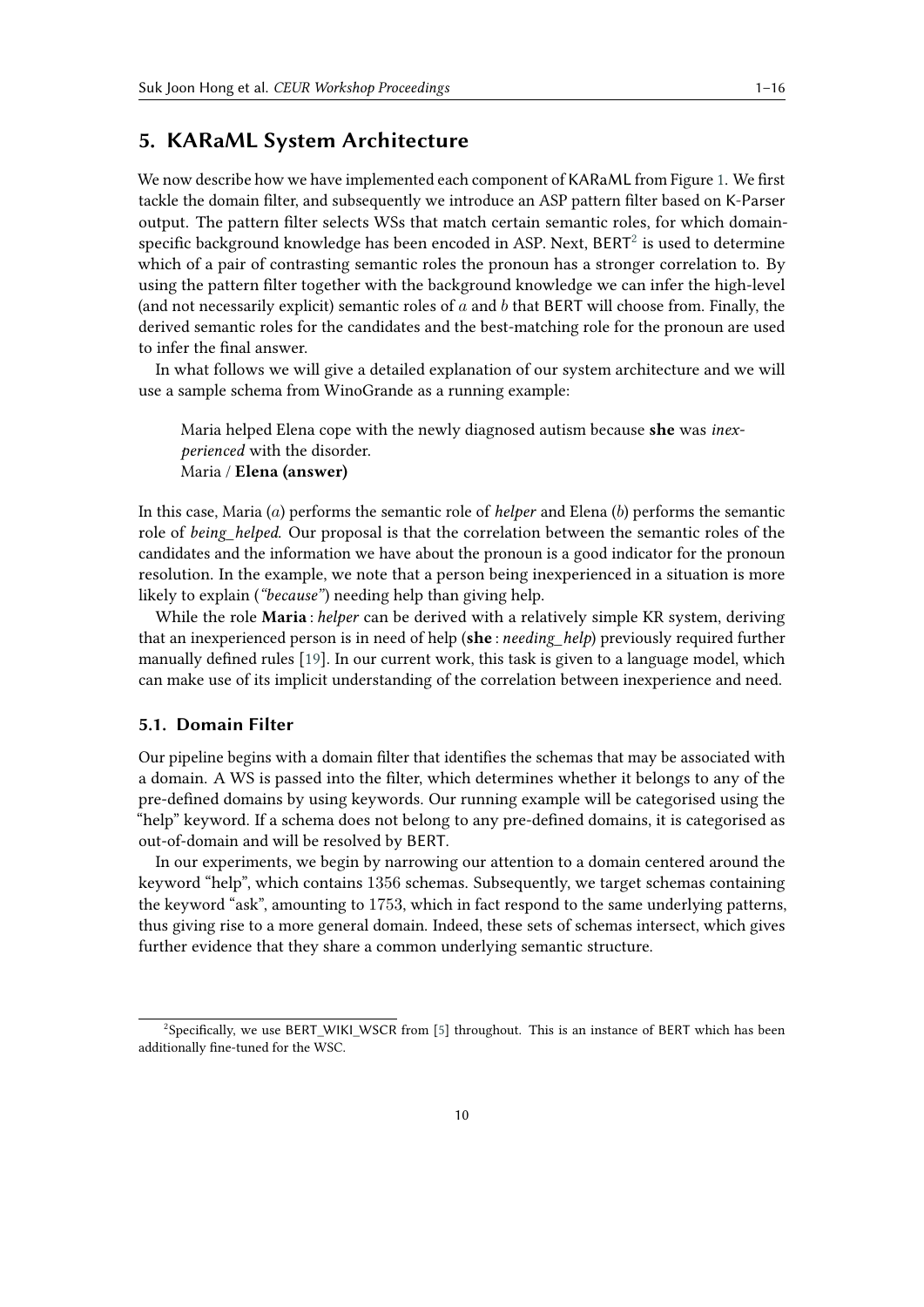## 5. KARaML System Architecture

We now describe how we have implemented each component of KARaML from Figure 1. We first tackle the domain filter, and subsequently we introduce an ASP pattern filter based on K-Parser output. The pattern filter selects WSs that match certain semantic roles, for which domain-specific background knowledge has been encoded in ASP. Next, BERT[2] is used to determine which of a pair of contrasting semantic roles the pronoun has a stronger correlation to. By using the pattern filter together with the background knowledge we can infer the high-level (and not necessarily explicit) semantic roles of $a$ and $b$ that BERT will choose from. Finally, the derived semantic roles for the candidates and the best-matching role for the pronoun are used to infer the final answer.

In what follows we will give a detailed explanation of our system architecture and we will use a sample schema from WinoGrande as a running example:

> Maria helped Elena cope with the newly diagnosed autism because **she** was *inexperienced* with the disorder.
> Maria / **Elena (answer)**

In this case, Maria ($a$) performs the semantic role of *helper* and Elena ($b$) performs the semantic role of *being_helped*. Our proposal is that the correlation between the semantic roles of the candidates and the information we have about the pronoun is a good indicator for the pronoun resolution. In the example, we note that a person being inexperienced in a situation is more likely to explain (*"because"*) needing help than giving help.

While the role **Maria** : *helper* can be derived with a relatively simple KR system, deriving that an inexperienced person is in need of help (**she** : *needing_help*) previously required further manually defined rules [19]. In our current work, this task is given to a language model, which can make use of its implicit understanding of the correlation between inexperience and need.

### 5.1. Domain Filter

Our pipeline begins with a domain filter that identifies the schemas that may be associated with a domain. A WS is passed into the filter, which determines whether it belongs to any of the pre-defined domains by using keywords. Our running example will be categorised using the "help" keyword. If a schema does not belong to any pre-defined domains, it is categorised as out-of-domain and will be resolved by BERT.

In our experiments, we begin by narrowing our attention to a domain centered around the keyword "help", which contains 1356 schemas. Subsequently, we target schemas containing the keyword "ask", amounting to 1753, which in fact respond to the same underlying patterns, thus giving rise to a more general domain. Indeed, these sets of schemas intersect, which gives further evidence that they share a common underlying semantic structure.

[2] Specifically, we use BERT_WIKI_WSCR from [5] throughout. This is an instance of BERT which has been additionally fine-tuned for the WSC.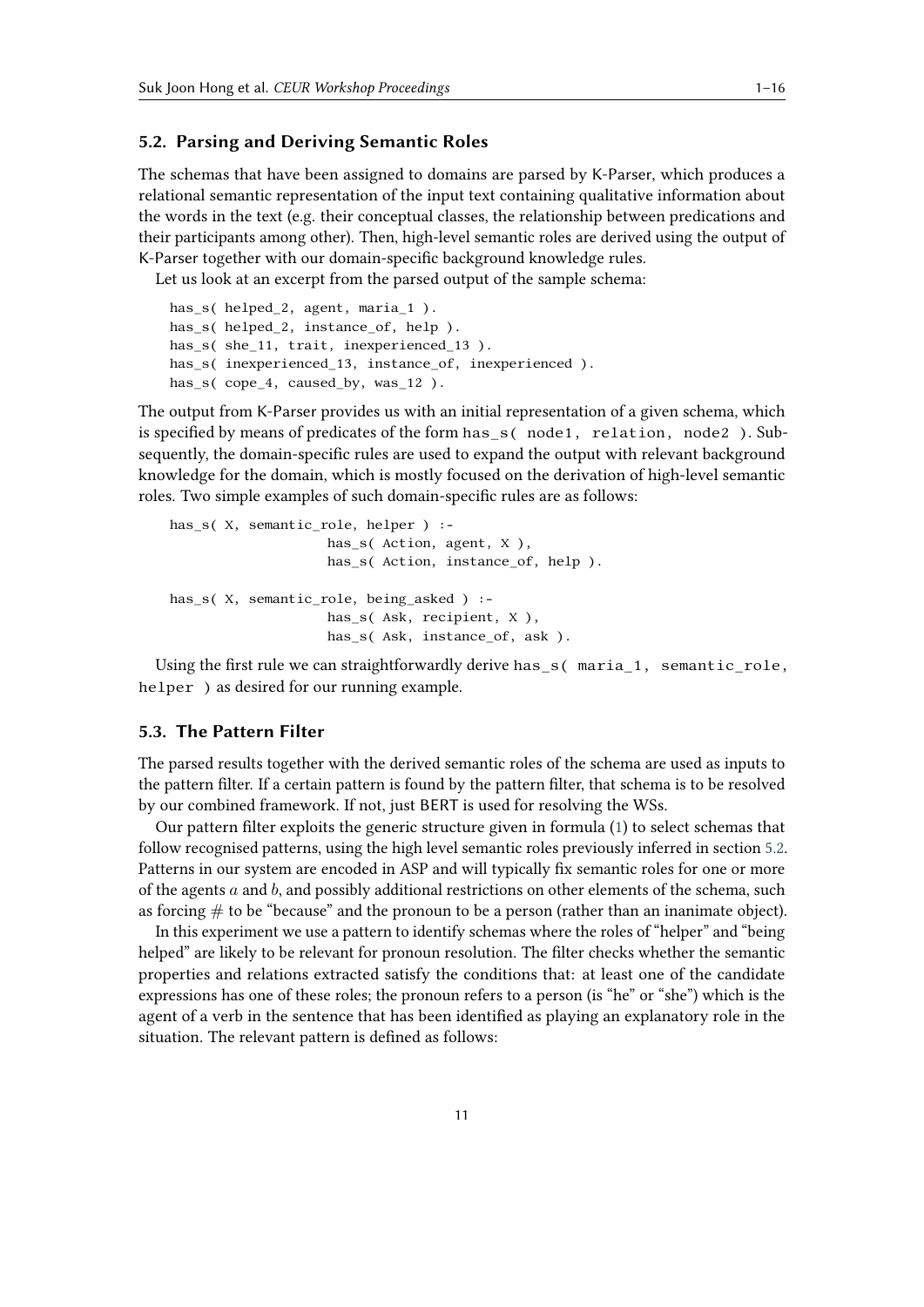### 5.2. Parsing and Deriving Semantic Roles

The schemas that have been assigned to domains are parsed by K-Parser, which produces a relational semantic representation of the input text containing qualitative information about the words in the text (e.g. their conceptual classes, the relationship between predications and their participants among other). Then, high-level semantic roles are derived using the output of K-Parser together with our domain-specific background knowledge rules.

Let us look at an excerpt from the parsed output of the sample schema:

```
has_s( helped_2, agent, maria_1 ).
has_s( helped_2, instance_of, help ).
has_s( she_11, trait, inexperienced_13 ).
has_s( inexperienced_13, instance_of, inexperienced ).
has_s( cope_4, caused_by, was_12 ).
```

The output from K-Parser provides us with an initial representation of a given schema, which is specified by means of predicates of the form `has_s( node1, relation, node2 )`. Subsequently, the domain-specific rules are used to expand the output with relevant background knowledge for the domain, which is mostly focused on the derivation of high-level semantic roles. Two simple examples of such domain-specific rules are as follows:

```
has_s( X, semantic_role, helper ) :-
                  has_s( Action, agent, X ),
                  has_s( Action, instance_of, help ).

has_s( X, semantic_role, being_asked ) :-
                  has_s( Ask, recipient, X ),
                  has_s( Ask, instance_of, ask ).
```

Using the first rule we can straightforwardly derive `has_s( maria_1, semantic_role, helper )` as desired for our running example.

### 5.3. The Pattern Filter

The parsed results together with the derived semantic roles of the schema are used as inputs to the pattern filter. If a certain pattern is found by the pattern filter, that schema is to be resolved by our combined framework. If not, just BERT is used for resolving the WSs.

Our pattern filter exploits the generic structure given in formula (1) to select schemas that follow recognised patterns, using the high level semantic roles previously inferred in section 5.2. Patterns in our system are encoded in ASP and will typically fix semantic roles for one or more of the agents $a$ and $b$, and possibly additional restrictions on other elements of the schema, such as forcing $\#$ to be "because" and the pronoun to be a person (rather than an inanimate object).

In this experiment we use a pattern to identify schemas where the roles of "helper" and "being helped" are likely to be relevant for pronoun resolution. The filter checks whether the semantic properties and relations extracted satisfy the conditions that: at least one of the candidate expressions has one of these roles; the pronoun refers to a person (is "he" or "she") which is the agent of a verb in the sentence that has been identified as playing an explanatory role in the situation. The relevant pattern is defined as follows: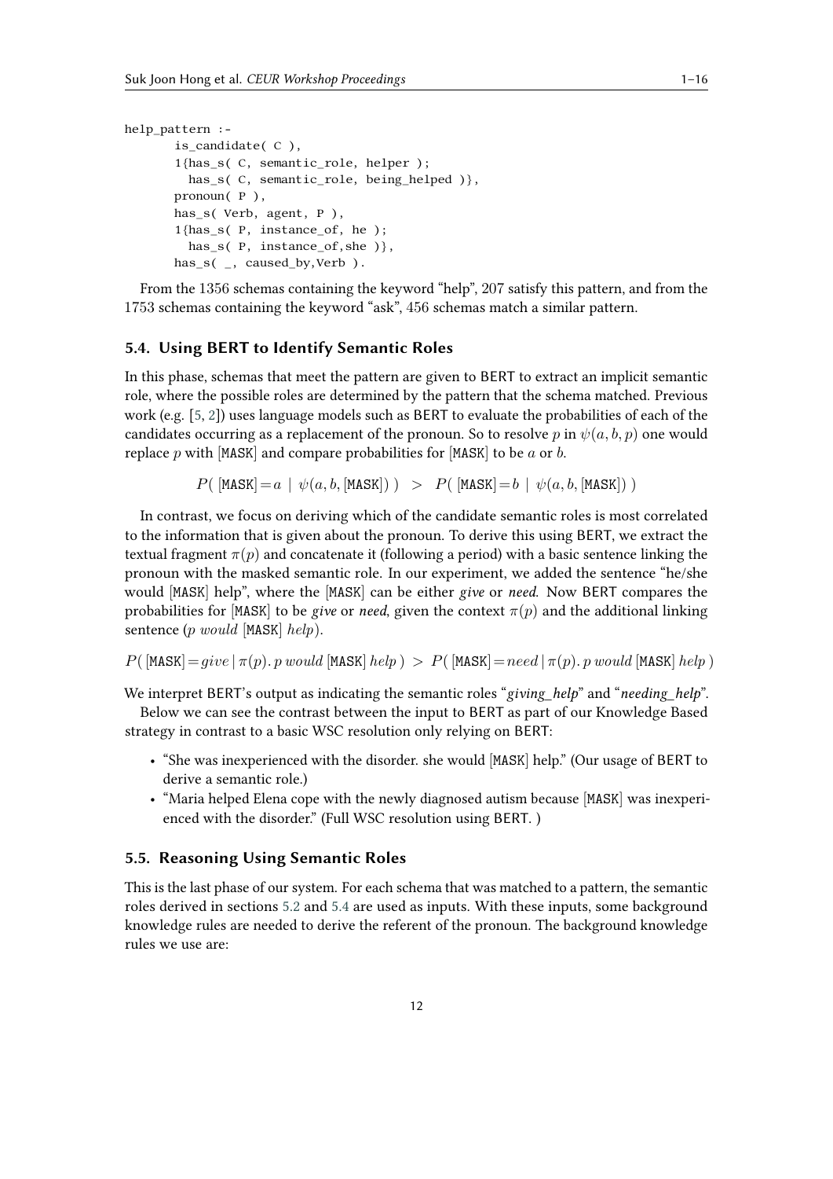```
help_pattern :-
       is_candidate( C ),
       1{has_s( C, semantic_role, helper );
         has_s( C, semantic_role, being_helped )},
       pronoun( P ),
       has_s( Verb, agent, P ),
       1{has_s( P, instance_of, he );
         has_s( P, instance_of,she )},
       has_s( _, caused_by,Verb ).
```

From the 1356 schemas containing the keyword "help", 207 satisfy this pattern, and from the 1753 schemas containing the keyword "ask", 456 schemas match a similar pattern.

### 5.4. Using BERT to Identify Semantic Roles

In this phase, schemas that meet the pattern are given to BERT to extract an implicit semantic role, where the possible roles are determined by the pattern that the schema matched. Previous work (e.g. [5, 2]) uses language models such as BERT to evaluate the probabilities of each of the candidates occurring as a replacement of the pronoun. So to resolve $p$ in $\psi(a, b, p)$ one would replace $p$ with [MASK] and compare probabilities for [MASK] to be $a$ or $b$.

$$P(\,[\texttt{MASK}] = a \mid \psi(a, b, [\texttt{MASK}])\,) \;>\; P(\,[\texttt{MASK}] = b \mid \psi(a, b, [\texttt{MASK}])\,)$$

In contrast, we focus on deriving which of the candidate semantic roles is most correlated to the information that is given about the pronoun. To derive this using BERT, we extract the textual fragment $\pi(p)$ and concatenate it (following a period) with a basic sentence linking the pronoun with the masked semantic role. In our experiment, we added the sentence "he/she would [MASK] help", where the [MASK] can be either *give* or *need*. Now BERT compares the probabilities for [MASK] to be *give* or *need*, given the context $\pi(p)$ and the additional linking sentence ($p\ would$ [MASK] $help$).

$$P(\,[\texttt{MASK}] = give \mid \pi(p).\, p\ would\ [\texttt{MASK}]\ help\,) \;>\; P(\,[\texttt{MASK}] = need \mid \pi(p).\, p\ would\ [\texttt{MASK}]\ help\,)$$

We interpret BERT's output as indicating the semantic roles "*giving_help*" and "*needing_help*".

Below we can see the contrast between the input to BERT as part of our Knowledge Based strategy in contrast to a basic WSC resolution only relying on BERT:

- "She was inexperienced with the disorder. she would [MASK] help." (Our usage of BERT to derive a semantic role.)
- "Maria helped Elena cope with the newly diagnosed autism because [MASK] was inexperienced with the disorder." (Full WSC resolution using BERT. )

### 5.5. Reasoning Using Semantic Roles

This is the last phase of our system. For each schema that was matched to a pattern, the semantic roles derived in sections 5.2 and 5.4 are used as inputs. With these inputs, some background knowledge rules are needed to derive the referent of the pronoun. The background knowledge rules we use are: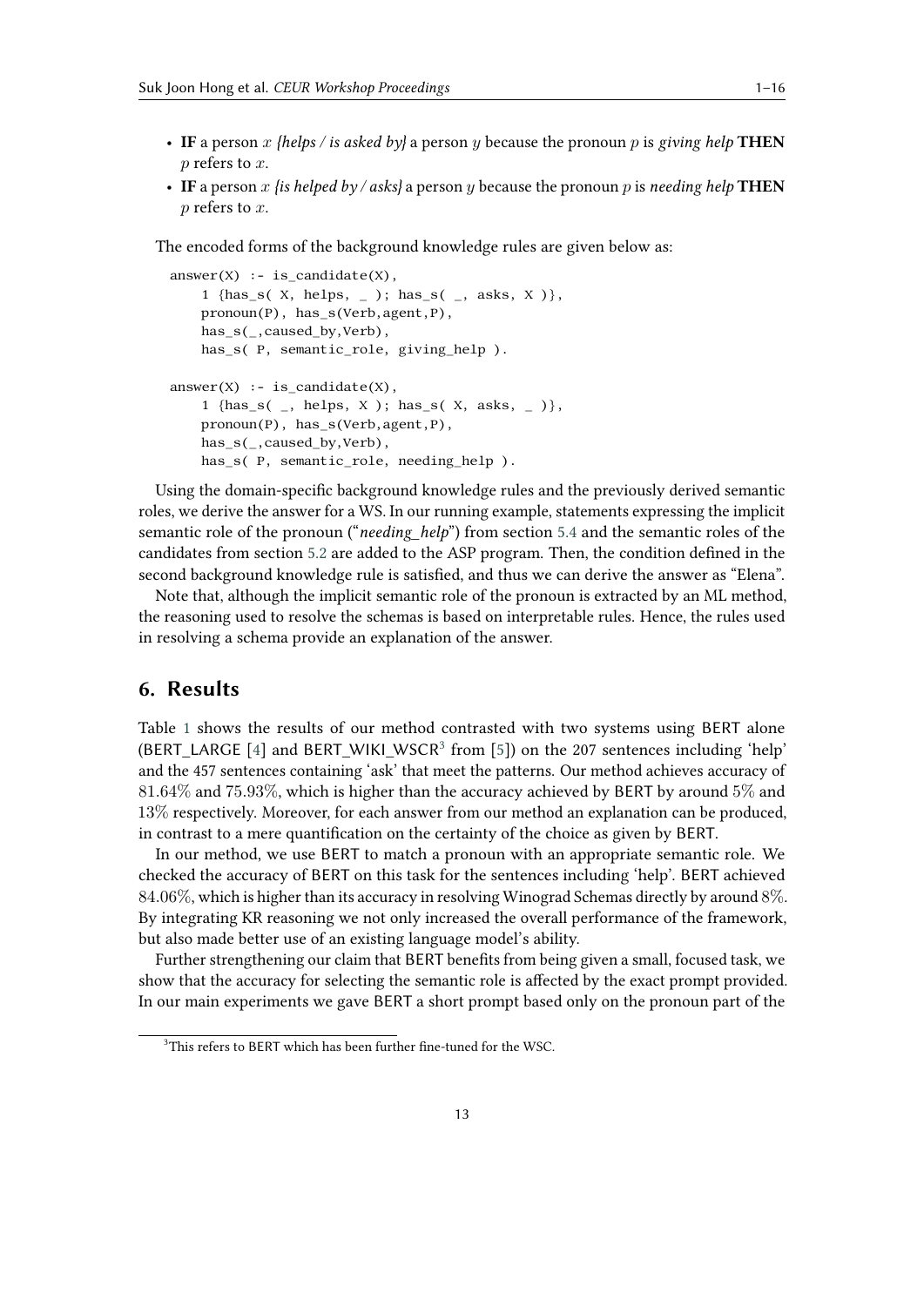- **IF** a person $x$ *{helps / is asked by}* a person $y$ because the pronoun $p$ is *giving help* **THEN** $p$ refers to $x$.
- **IF** a person $x$ *{is helped by / asks}* a person $y$ because the pronoun $p$ is *needing help* **THEN** $p$ refers to $x$.

The encoded forms of the background knowledge rules are given below as:

```
answer(X) :- is_candidate(X),
    1 {has_s( X, helps, _ ); has_s( _, asks, X )},
    pronoun(P), has_s(Verb,agent,P),
    has_s(_,caused_by,Verb),
    has_s( P, semantic_role, giving_help ).

answer(X) :- is_candidate(X),
    1 {has_s( _, helps, X ); has_s( X, asks, _ )},
    pronoun(P), has_s(Verb,agent,P),
    has_s(_,caused_by,Verb),
    has_s( P, semantic_role, needing_help ).
```

Using the domain-specific background knowledge rules and the previously derived semantic roles, we derive the answer for a WS. In our running example, statements expressing the implicit semantic role of the pronoun ("*needing_help*") from section 5.4 and the semantic roles of the candidates from section 5.2 are added to the ASP program. Then, the condition defined in the second background knowledge rule is satisfied, and thus we can derive the answer as "Elena".

Note that, although the implicit semantic role of the pronoun is extracted by an ML method, the reasoning used to resolve the schemas is based on interpretable rules. Hence, the rules used in resolving a schema provide an explanation of the answer.

## 6. Results

Table 1 shows the results of our method contrasted with two systems using BERT alone (BERT_LARGE [4] and BERT_WIKI_WSCR[3] from [5]) on the 207 sentences including 'help' and the 457 sentences containing 'ask' that meet the patterns. Our method achieves accuracy of $81.64\%$ and $75.93\%$, which is higher than the accuracy achieved by BERT by around $5\%$ and $13\%$ respectively. Moreover, for each answer from our method an explanation can be produced, in contrast to a mere quantification on the certainty of the choice as given by BERT.

In our method, we use BERT to match a pronoun with an appropriate semantic role. We checked the accuracy of BERT on this task for the sentences including 'help'. BERT achieved $84.06\%$, which is higher than its accuracy in resolving Winograd Schemas directly by around $8\%$. By integrating KR reasoning we not only increased the overall performance of the framework, but also made better use of an existing language model's ability.

Further strengthening our claim that BERT benefits from being given a small, focused task, we show that the accuracy for selecting the semantic role is affected by the exact prompt provided. In our main experiments we gave BERT a short prompt based only on the pronoun part of the

[3] This refers to BERT which has been further fine-tuned for the WSC.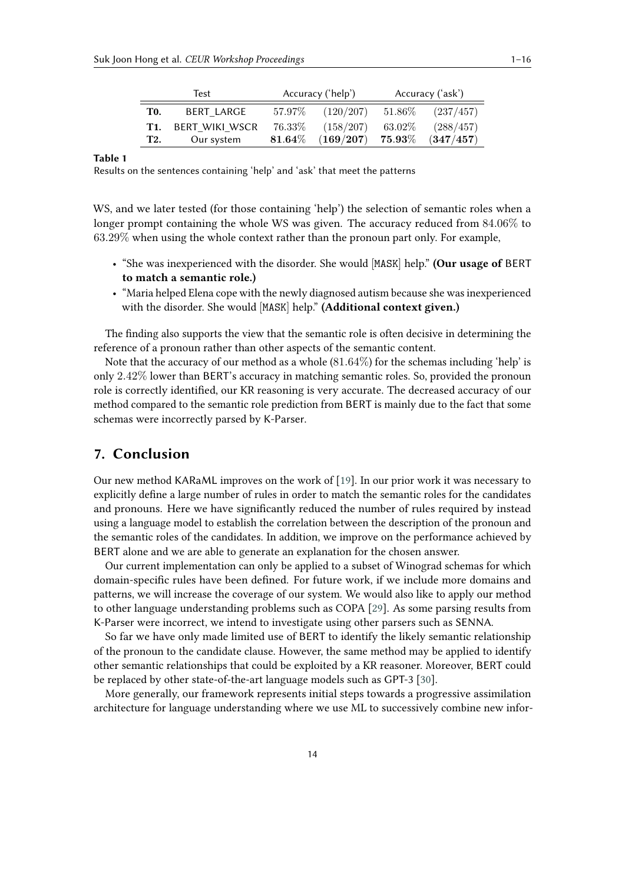| | Test | Accuracy ('help') | | Accuracy ('ask') | |
|---|---|---|---|---|---|
| **T0.** | BERT_LARGE | 57.97% | (120/207) | 51.86% | (237/457) |
| **T1.** | BERT_WIKI_WSCR | 76.33% | (158/207) | 63.02% | (288/457) |
| **T2.** | Our system | **81.64%** | **(169/207)** | **75.93%** | **(347/457)** |

**Table 1**
Results on the sentences containing 'help' and 'ask' that meet the patterns

WS, and we later tested (for those containing 'help') the selection of semantic roles when a longer prompt containing the whole WS was given. The accuracy reduced from 84.06% to 63.29% when using the whole context rather than the pronoun part only. For example,

- "She was inexperienced with the disorder. She would [MASK] help." **(Our usage of BERT to match a semantic role.)**
- "Maria helped Elena cope with the newly diagnosed autism because she was inexperienced with the disorder. She would [MASK] help." **(Additional context given.)**

The finding also supports the view that the semantic role is often decisive in determining the reference of a pronoun rather than other aspects of the semantic content.

Note that the accuracy of our method as a whole (81.64%) for the schemas including 'help' is only 2.42% lower than BERT's accuracy in matching semantic roles. So, provided the pronoun role is correctly identified, our KR reasoning is very accurate. The decreased accuracy of our method compared to the semantic role prediction from BERT is mainly due to the fact that some schemas were incorrectly parsed by K-Parser.

## 7. Conclusion

Our new method KARaML improves on the work of [19]. In our prior work it was necessary to explicitly define a large number of rules in order to match the semantic roles for the candidates and pronouns. Here we have significantly reduced the number of rules required by instead using a language model to establish the correlation between the description of the pronoun and the semantic roles of the candidates. In addition, we improve on the performance achieved by BERT alone and we are able to generate an explanation for the chosen answer.

Our current implementation can only be applied to a subset of Winograd schemas for which domain-specific rules have been defined. For future work, if we include more domains and patterns, we will increase the coverage of our system. We would also like to apply our method to other language understanding problems such as COPA [29]. As some parsing results from K-Parser were incorrect, we intend to investigate using other parsers such as SENNA.

So far we have only made limited use of BERT to identify the likely semantic relationship of the pronoun to the candidate clause. However, the same method may be applied to identify other semantic relationships that could be exploited by a KR reasoner. Moreover, BERT could be replaced by other state-of-the-art language models such as GPT-3 [30].

More generally, our framework represents initial steps towards a progressive assimilation architecture for language understanding where we use ML to successively combine new infor-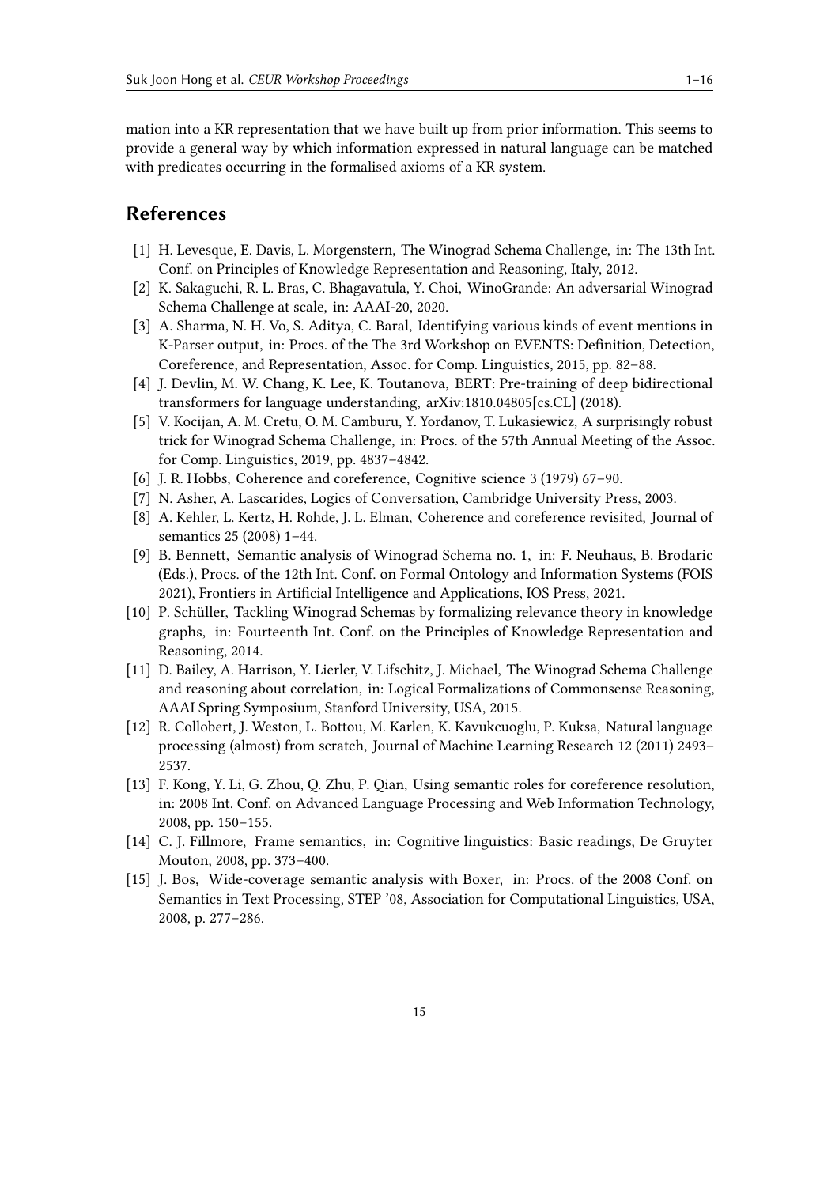mation into a KR representation that we have built up from prior information. This seems to provide a general way by which information expressed in natural language can be matched with predicates occurring in the formalised axioms of a KR system.

## References

[1] H. Levesque, E. Davis, L. Morgenstern, The Winograd Schema Challenge, in: The 13th Int. Conf. on Principles of Knowledge Representation and Reasoning, Italy, 2012.

[2] K. Sakaguchi, R. L. Bras, C. Bhagavatula, Y. Choi, WinoGrande: An adversarial Winograd Schema Challenge at scale, in: AAAI-20, 2020.

[3] A. Sharma, N. H. Vo, S. Aditya, C. Baral, Identifying various kinds of event mentions in K-Parser output, in: Procs. of the The 3rd Workshop on EVENTS: Definition, Detection, Coreference, and Representation, Assoc. for Comp. Linguistics, 2015, pp. 82–88.

[4] J. Devlin, M. W. Chang, K. Lee, K. Toutanova, BERT: Pre-training of deep bidirectional transformers for language understanding, arXiv:1810.04805[cs.CL] (2018).

[5] V. Kocijan, A. M. Cretu, O. M. Camburu, Y. Yordanov, T. Lukasiewicz, A surprisingly robust trick for Winograd Schema Challenge, in: Procs. of the 57th Annual Meeting of the Assoc. for Comp. Linguistics, 2019, pp. 4837–4842.

[6] J. R. Hobbs, Coherence and coreference, Cognitive science 3 (1979) 67–90.

[7] N. Asher, A. Lascarides, Logics of Conversation, Cambridge University Press, 2003.

[8] A. Kehler, L. Kertz, H. Rohde, J. L. Elman, Coherence and coreference revisited, Journal of semantics 25 (2008) 1–44.

[9] B. Bennett, Semantic analysis of Winograd Schema no. 1, in: F. Neuhaus, B. Brodaric (Eds.), Procs. of the 12th Int. Conf. on Formal Ontology and Information Systems (FOIS 2021), Frontiers in Artificial Intelligence and Applications, IOS Press, 2021.

[10] P. Schüller, Tackling Winograd Schemas by formalizing relevance theory in knowledge graphs, in: Fourteenth Int. Conf. on the Principles of Knowledge Representation and Reasoning, 2014.

[11] D. Bailey, A. Harrison, Y. Lierler, V. Lifschitz, J. Michael, The Winograd Schema Challenge and reasoning about correlation, in: Logical Formalizations of Commonsense Reasoning, AAAI Spring Symposium, Stanford University, USA, 2015.

[12] R. Collobert, J. Weston, L. Bottou, M. Karlen, K. Kavukcuoglu, P. Kuksa, Natural language processing (almost) from scratch, Journal of Machine Learning Research 12 (2011) 2493–2537.

[13] F. Kong, Y. Li, G. Zhou, Q. Zhu, P. Qian, Using semantic roles for coreference resolution, in: 2008 Int. Conf. on Advanced Language Processing and Web Information Technology, 2008, pp. 150–155.

[14] C. J. Fillmore, Frame semantics, in: Cognitive linguistics: Basic readings, De Gruyter Mouton, 2008, pp. 373–400.

[15] J. Bos, Wide-coverage semantic analysis with Boxer, in: Procs. of the 2008 Conf. on Semantics in Text Processing, STEP '08, Association for Computational Linguistics, USA, 2008, p. 277–286.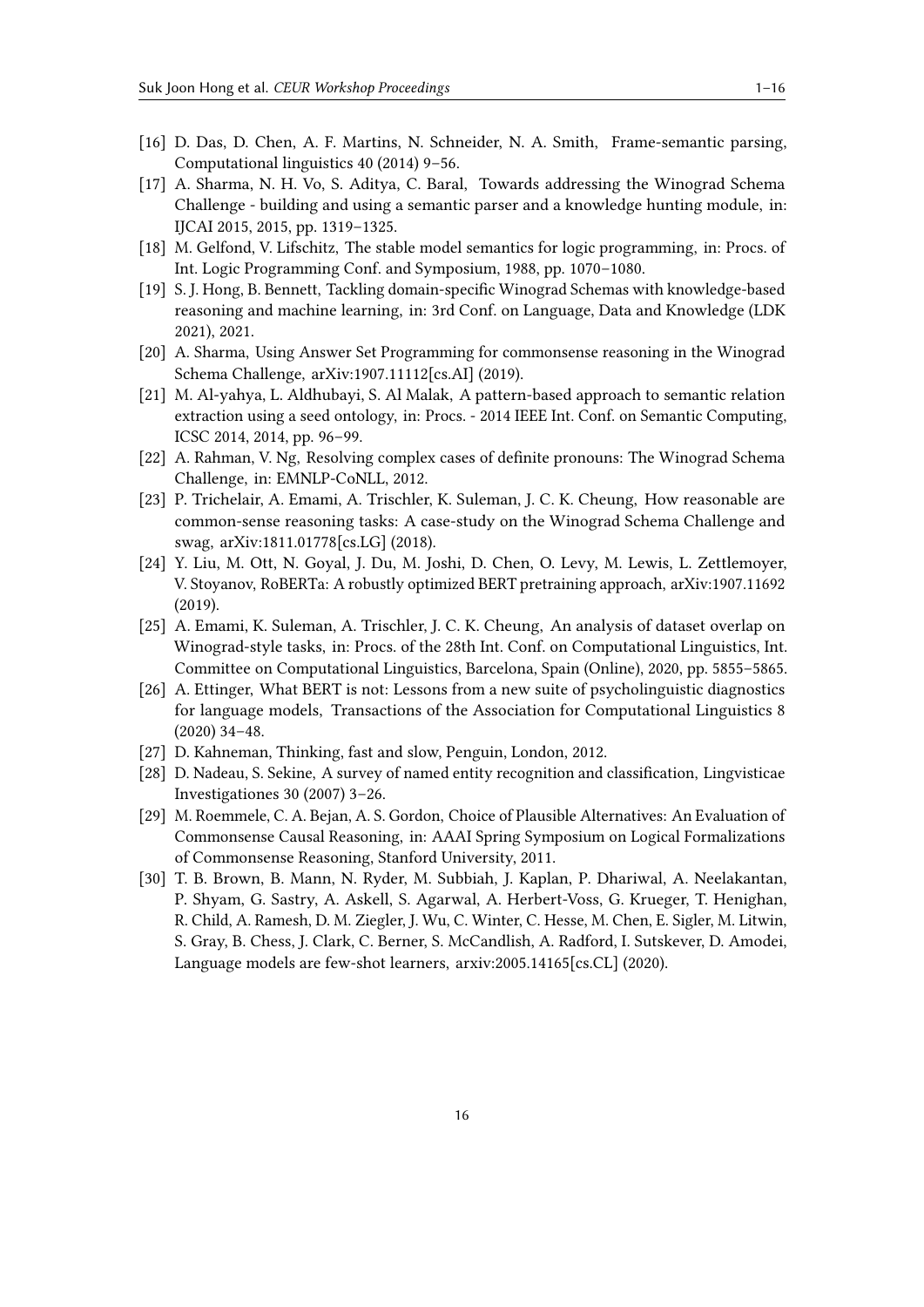[16] D. Das, D. Chen, A. F. Martins, N. Schneider, N. A. Smith, Frame-semantic parsing, Computational linguistics 40 (2014) 9–56.

[17] A. Sharma, N. H. Vo, S. Aditya, C. Baral, Towards addressing the Winograd Schema Challenge - building and using a semantic parser and a knowledge hunting module, in: IJCAI 2015, 2015, pp. 1319–1325.

[18] M. Gelfond, V. Lifschitz, The stable model semantics for logic programming, in: Procs. of Int. Logic Programming Conf. and Symposium, 1988, pp. 1070–1080.

[19] S. J. Hong, B. Bennett, Tackling domain-specific Winograd Schemas with knowledge-based reasoning and machine learning, in: 3rd Conf. on Language, Data and Knowledge (LDK 2021), 2021.

[20] A. Sharma, Using Answer Set Programming for commonsense reasoning in the Winograd Schema Challenge, arXiv:1907.11112[cs.AI] (2019).

[21] M. Al-yahya, L. Aldhubayi, S. Al Malak, A pattern-based approach to semantic relation extraction using a seed ontology, in: Procs. - 2014 IEEE Int. Conf. on Semantic Computing, ICSC 2014, 2014, pp. 96–99.

[22] A. Rahman, V. Ng, Resolving complex cases of definite pronouns: The Winograd Schema Challenge, in: EMNLP-CoNLL, 2012.

[23] P. Trichelair, A. Emami, A. Trischler, K. Suleman, J. C. K. Cheung, How reasonable are common-sense reasoning tasks: A case-study on the Winograd Schema Challenge and swag, arXiv:1811.01778[cs.LG] (2018).

[24] Y. Liu, M. Ott, N. Goyal, J. Du, M. Joshi, D. Chen, O. Levy, M. Lewis, L. Zettlemoyer, V. Stoyanov, RoBERTa: A robustly optimized BERT pretraining approach, arXiv:1907.11692 (2019).

[25] A. Emami, K. Suleman, A. Trischler, J. C. K. Cheung, An analysis of dataset overlap on Winograd-style tasks, in: Procs. of the 28th Int. Conf. on Computational Linguistics, Int. Committee on Computational Linguistics, Barcelona, Spain (Online), 2020, pp. 5855–5865.

[26] A. Ettinger, What BERT is not: Lessons from a new suite of psycholinguistic diagnostics for language models, Transactions of the Association for Computational Linguistics 8 (2020) 34–48.

[27] D. Kahneman, Thinking, fast and slow, Penguin, London, 2012.

[28] D. Nadeau, S. Sekine, A survey of named entity recognition and classification, Lingvisticae Investigationes 30 (2007) 3–26.

[29] M. Roemmele, C. A. Bejan, A. S. Gordon, Choice of Plausible Alternatives: An Evaluation of Commonsense Causal Reasoning, in: AAAI Spring Symposium on Logical Formalizations of Commonsense Reasoning, Stanford University, 2011.

[30] T. B. Brown, B. Mann, N. Ryder, M. Subbiah, J. Kaplan, P. Dhariwal, A. Neelakantan, P. Shyam, G. Sastry, A. Askell, S. Agarwal, A. Herbert-Voss, G. Krueger, T. Henighan, R. Child, A. Ramesh, D. M. Ziegler, J. Wu, C. Winter, C. Hesse, M. Chen, E. Sigler, M. Litwin, S. Gray, B. Chess, J. Clark, C. Berner, S. McCandlish, A. Radford, I. Sutskever, D. Amodei, Language models are few-shot learners, arxiv:2005.14165[cs.CL] (2020).